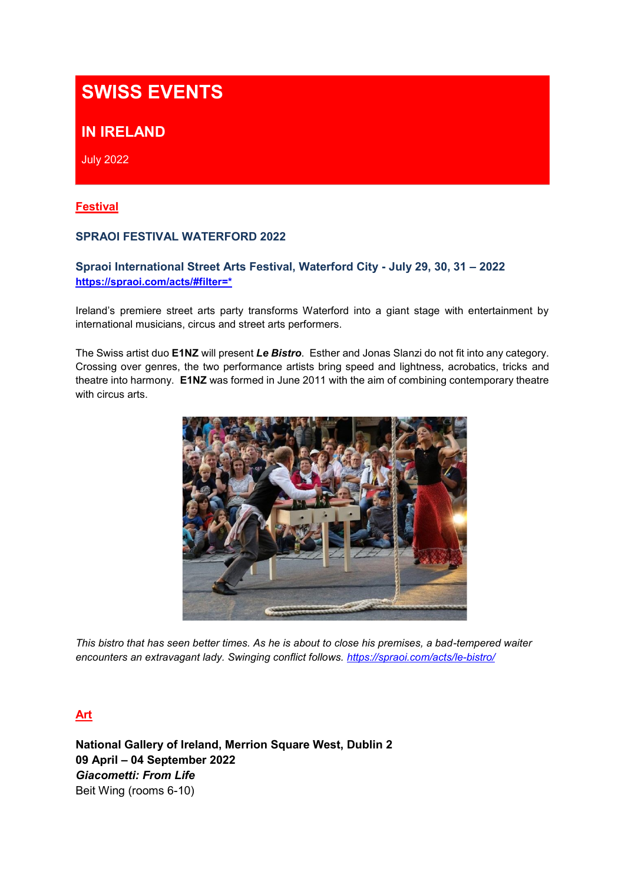# SWISS EVENTS

## IN IRELAND

July 2022

**Festival**

### SPRAOI FESTIVAL WATERFORD 2022

**Spraoi International Street Arts Festival, Waterford City - July 29, 30, 31 – 2022**
**https://spraoi.com/acts/#filter=***

Ireland's premiere street arts party transforms Waterford into a giant stage with entertainment by international musicians, circus and street arts performers.

The Swiss artist duo **E1NZ** will present ***Le Bistro***. Esther and Jonas Slanzi do not fit into any category. Crossing over genres, the two performance artists bring speed and lightness, acrobatics, tricks and theatre into harmony. **E1NZ** was formed in June 2011 with the aim of combining contemporary theatre with circus arts.

*This bistro that has seen better times. As he is about to close his premises, a bad-tempered waiter encounters an extravagant lady. Swinging conflict follows. https://spraoi.com/acts/le-bistro/*

**Art**

**National Gallery of Ireland, Merrion Square West, Dublin 2**
**09 April – 04 September 2022**
***Giacometti: From Life***
Beit Wing (rooms 6-10)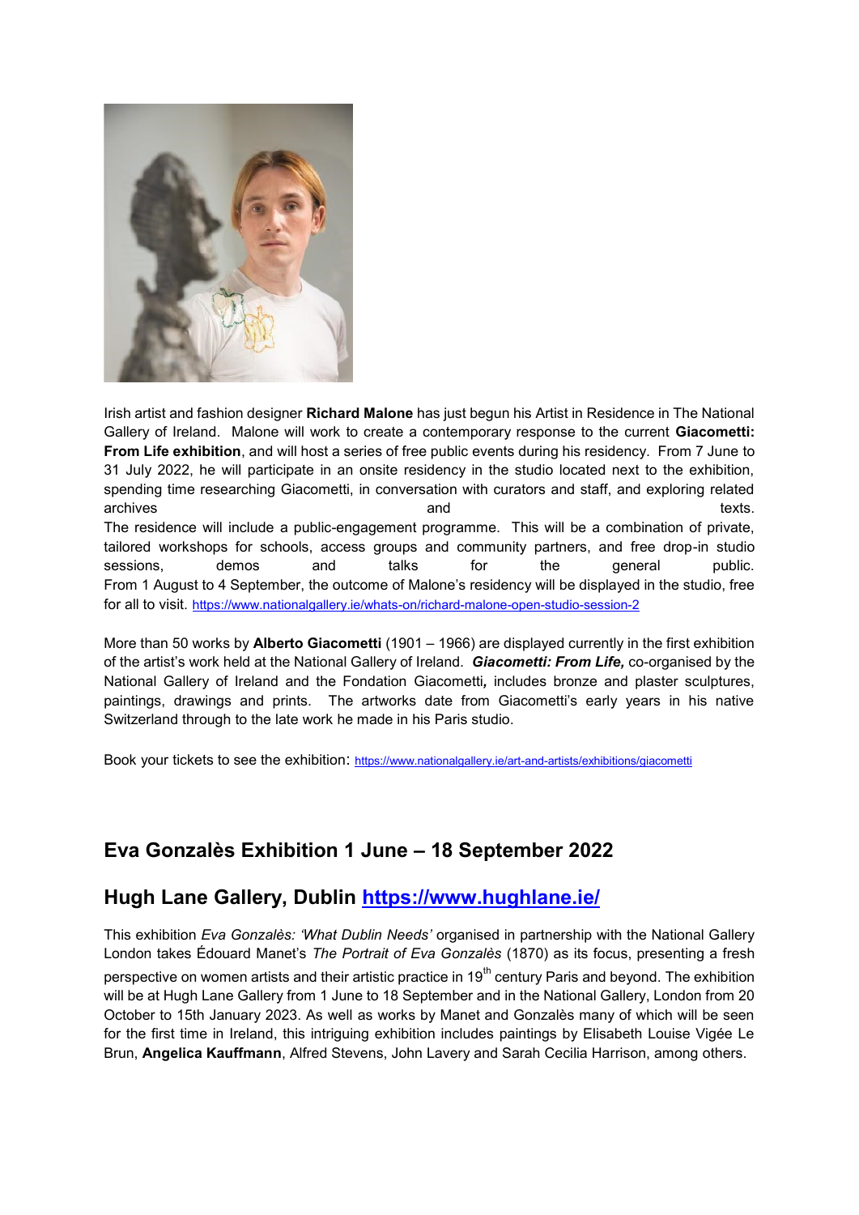Irish artist and fashion designer **Richard Malone** has just begun his Artist in Residence in The National Gallery of Ireland. Malone will work to create a contemporary response to the current **Giacometti: From Life exhibition**, and will host a series of free public events during his residency. From 7 June to 31 July 2022, he will participate in an onsite residency in the studio located next to the exhibition, spending time researching Giacometti, in conversation with curators and staff, and exploring related archives and texts.
The residence will include a public-engagement programme. This will be a combination of private, tailored workshops for schools, access groups and community partners, and free drop-in studio sessions, demos and talks for the general public.
From 1 August to 4 September, the outcome of Malone's residency will be displayed in the studio, free for all to visit. https://www.nationalgallery.ie/whats-on/richard-malone-open-studio-session-2

More than 50 works by **Alberto Giacometti** (1901 – 1966) are displayed currently in the first exhibition of the artist's work held at the National Gallery of Ireland. ***Giacometti: From Life,*** co-organised by the National Gallery of Ireland and the Fondation Giacometti**,** includes bronze and plaster sculptures, paintings, drawings and prints. The artworks date from Giacometti's early years in his native Switzerland through to the late work he made in his Paris studio.

Book your tickets to see the exhibition: https://www.nationalgallery.ie/art-and-artists/exhibitions/giacometti

## Eva Gonzalès Exhibition 1 June – 18 September 2022

## Hugh Lane Gallery, Dublin https://www.hughlane.ie/

This exhibition *Eva Gonzalès: 'What Dublin Needs'* organised in partnership with the National Gallery London takes Édouard Manet's *The Portrait of Eva Gonzalès* (1870) as its focus, presenting a fresh perspective on women artists and their artistic practice in 19th century Paris and beyond. The exhibition will be at Hugh Lane Gallery from 1 June to 18 September and in the National Gallery, London from 20 October to 15th January 2023. As well as works by Manet and Gonzalès many of which will be seen for the first time in Ireland, this intriguing exhibition includes paintings by Elisabeth Louise Vigée Le Brun, **Angelica Kauffmann**, Alfred Stevens, John Lavery and Sarah Cecilia Harrison, among others.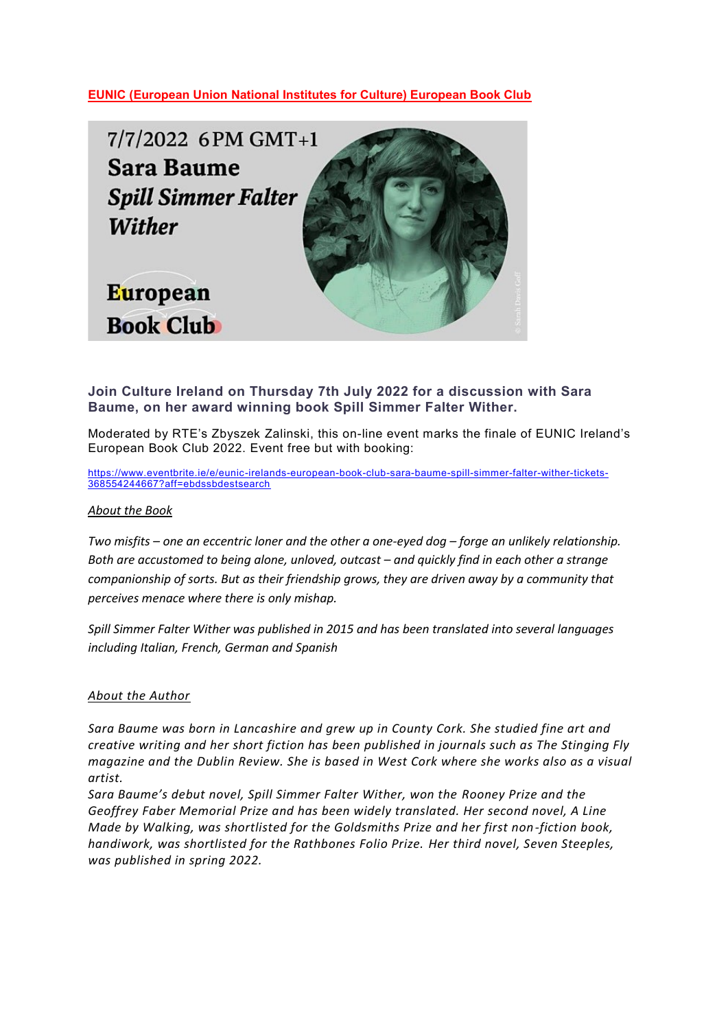**EUNIC (European Union National Institutes for Culture) European Book Club**

7/7/2022 6PM GMT+1

**Sara Baume**

***Spill Simmer Falter Wither***

**European Book Club**

### Join Culture Ireland on Thursday 7th July 2022 for a discussion with Sara Baume, on her award winning book Spill Simmer Falter Wither.

Moderated by RTE's Zbyszek Zalinski, this on-line event marks the finale of EUNIC Ireland's European Book Club 2022. Event free but with booking:

https://www.eventbrite.ie/e/eunic-irelands-european-book-club-sara-baume-spill-simmer-falter-wither-tickets-368554244667?aff=ebdssbdestsearch

About the Book

*Two misfits – one an eccentric loner and the other a one-eyed dog – forge an unlikely relationship. Both are accustomed to being alone, unloved, outcast – and quickly find in each other a strange companionship of sorts. But as their friendship grows, they are driven away by a community that perceives menace where there is only mishap.*

*Spill Simmer Falter Wither was published in 2015 and has been translated into several languages including Italian, French, German and Spanish*

About the Author

*Sara Baume was born in Lancashire and grew up in County Cork. She studied fine art and creative writing and her short fiction has been published in journals such as The Stinging Fly magazine and the Dublin Review. She is based in West Cork where she works also as a visual artist.*
*Sara Baume's debut novel, Spill Simmer Falter Wither, won the Rooney Prize and the Geoffrey Faber Memorial Prize and has been widely translated. Her second novel, A Line Made by Walking, was shortlisted for the Goldsmiths Prize and her first non-fiction book, handiwork, was shortlisted for the Rathbones Folio Prize. Her third novel, Seven Steeples, was published in spring 2022.*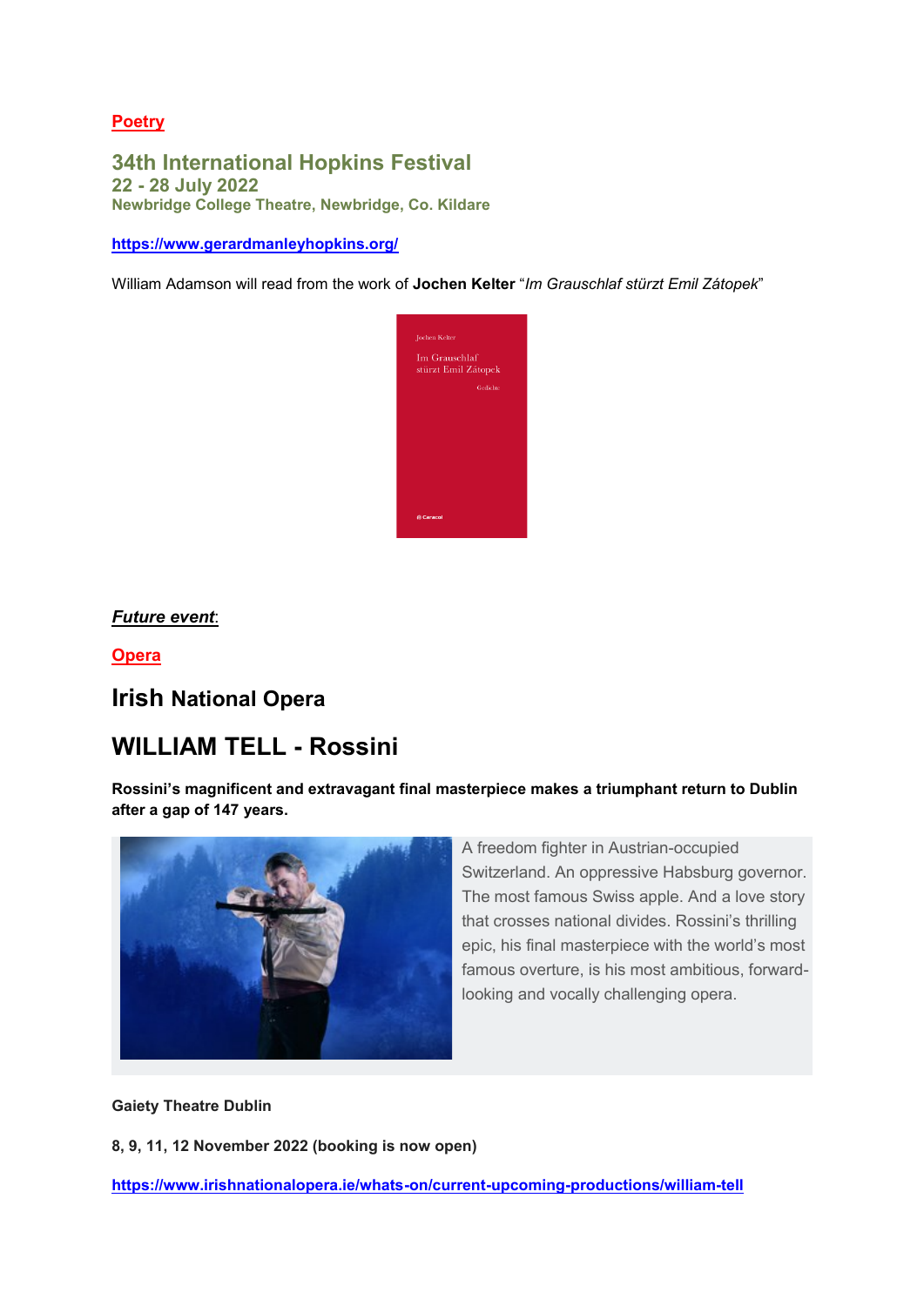**Poetry**

## 34th International Hopkins Festival

### 22 - 28 July 2022

**Newbridge College Theatre, Newbridge, Co. Kildare**

**https://www.gerardmanleyhopkins.org/**

William Adamson will read from the work of **Jochen Kelter** "*Im Grauschlaf stürzt Emil Zátopek*"

***Future event***:

**Opera**

## Irish National Opera

## WILLIAM TELL - Rossini

**Rossini's magnificent and extravagant final masterpiece makes a triumphant return to Dublin after a gap of 147 years.**

A freedom fighter in Austrian-occupied Switzerland. An oppressive Habsburg governor. The most famous Swiss apple. And a love story that crosses national divides. Rossini's thrilling epic, his final masterpiece with the world's most famous overture, is his most ambitious, forward-looking and vocally challenging opera.

**Gaiety Theatre Dublin**

**8, 9, 11, 12 November 2022 (booking is now open)**

**https://www.irishnationalopera.ie/whats-on/current-upcoming-productions/william-tell**